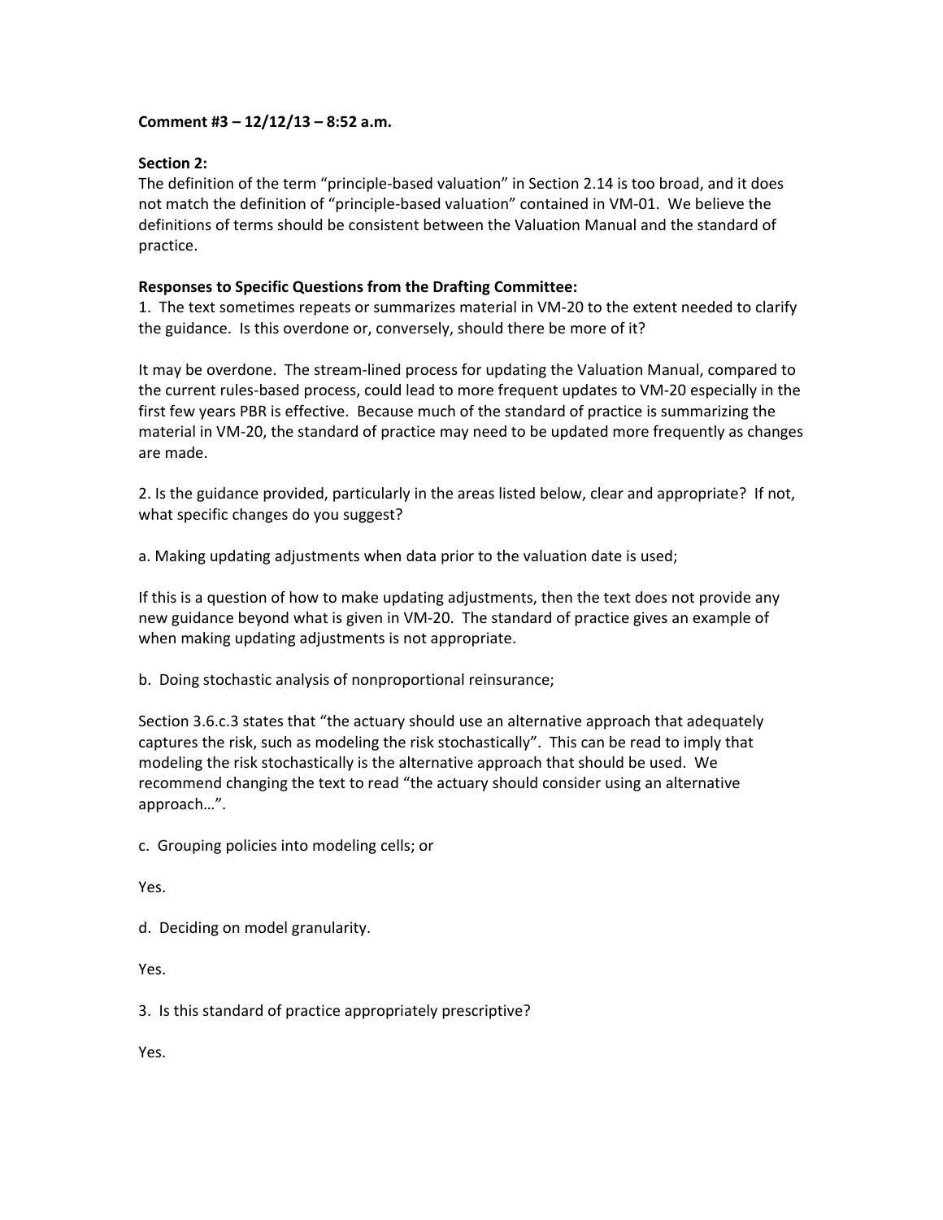**Comment #3 – 12/12/13 – 8:52 a.m.**

**Section 2:**

The definition of the term "principle-based valuation" in Section 2.14 is too broad, and it does not match the definition of "principle-based valuation" contained in VM-01. We believe the definitions of terms should be consistent between the Valuation Manual and the standard of practice.

**Responses to Specific Questions from the Drafting Committee:**

1. The text sometimes repeats or summarizes material in VM-20 to the extent needed to clarify the guidance. Is this overdone or, conversely, should there be more of it?

It may be overdone. The stream-lined process for updating the Valuation Manual, compared to the current rules-based process, could lead to more frequent updates to VM-20 especially in the first few years PBR is effective. Because much of the standard of practice is summarizing the material in VM-20, the standard of practice may need to be updated more frequently as changes are made.

2. Is the guidance provided, particularly in the areas listed below, clear and appropriate? If not, what specific changes do you suggest?

a. Making updating adjustments when data prior to the valuation date is used;

If this is a question of how to make updating adjustments, then the text does not provide any new guidance beyond what is given in VM-20. The standard of practice gives an example of when making updating adjustments is not appropriate.

b. Doing stochastic analysis of nonproportional reinsurance;

Section 3.6.c.3 states that "the actuary should use an alternative approach that adequately captures the risk, such as modeling the risk stochastically". This can be read to imply that modeling the risk stochastically is the alternative approach that should be used. We recommend changing the text to read "the actuary should consider using an alternative approach…".

c. Grouping policies into modeling cells; or

Yes.

d. Deciding on model granularity.

Yes.

3. Is this standard of practice appropriately prescriptive?

Yes.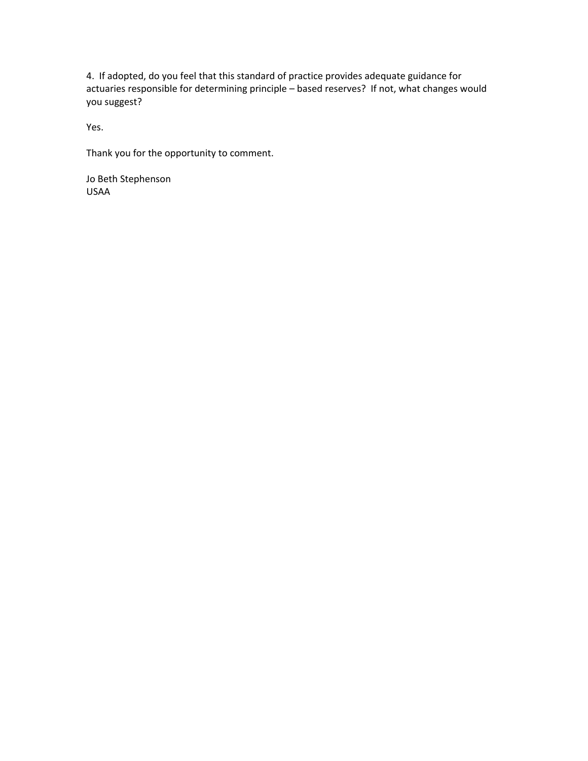4. If adopted, do you feel that this standard of practice provides adequate guidance for actuaries responsible for determining principle – based reserves? If not, what changes would you suggest?

Yes.

Thank you for the opportunity to comment.

Jo Beth Stephenson
USAA